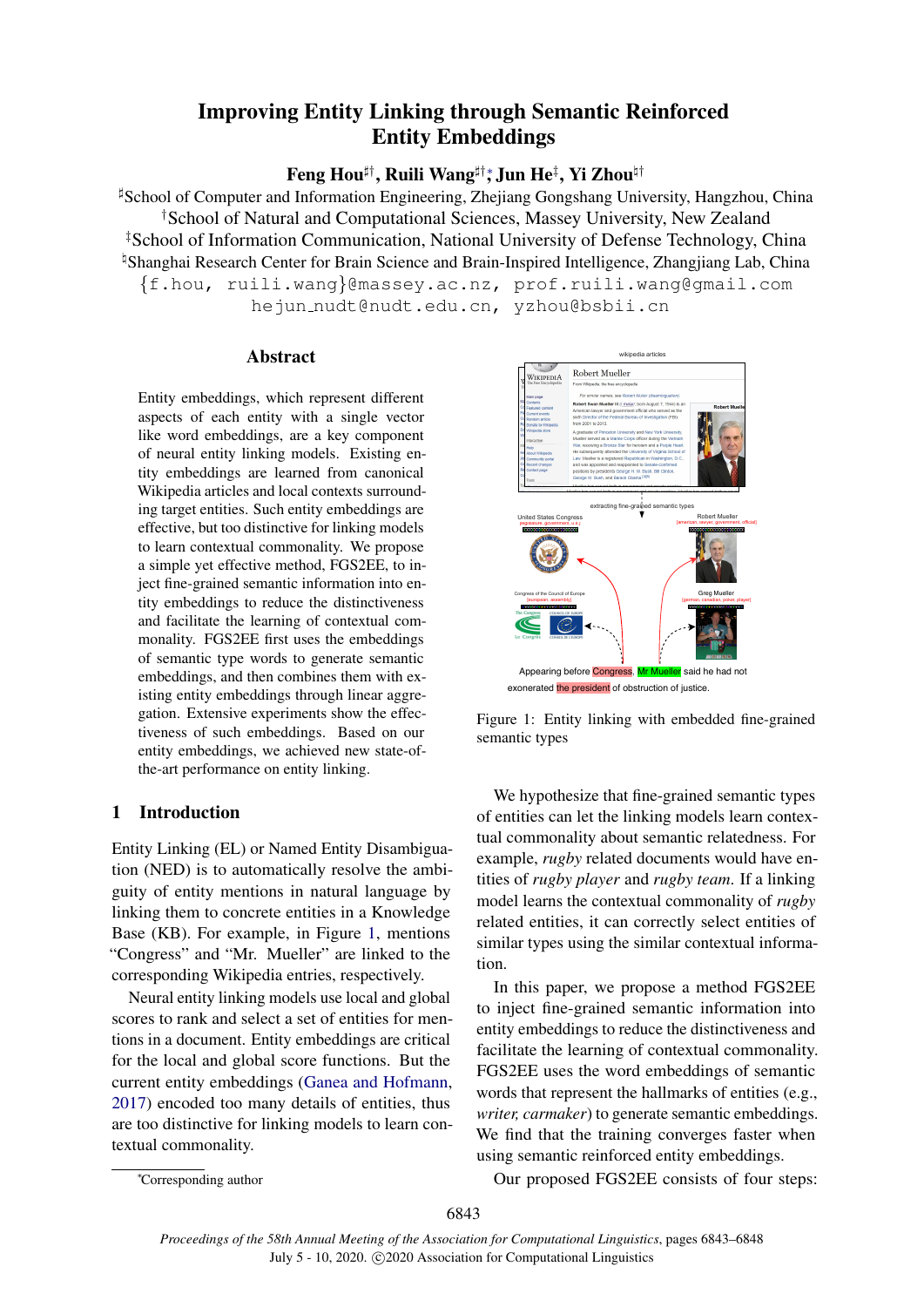# Improving Entity Linking through Semantic Reinforced Entity Embeddings

**Feng Hou**[♯†], **Ruili Wang**[♯†∗], **Jun He**[‡], **Yi Zhou**[♮†]

[♯]School of Computer and Information Engineering, Zhejiang Gongshang University, Hangzhou, China
[†]School of Natural and Computational Sciences, Massey University, New Zealand
[‡]School of Information Communication, National University of Defense Technology, China
[♮]Shanghai Research Center for Brain Science and Brain-Inspired Intelligence, Zhangjiang Lab, China
{f.hou, ruili.wang}@massey.ac.nz, prof.ruili.wang@gmail.com
hejun_nudt@nudt.edu.cn, yzhou@bsbii.cn

## Abstract

Entity embeddings, which represent different aspects of each entity with a single vector like word embeddings, are a key component of neural entity linking models. Existing entity embeddings are learned from canonical Wikipedia articles and local contexts surrounding target entities. Such entity embeddings are effective, but too distinctive for linking models to learn contextual commonality. We propose a simple yet effective method, FGS2EE, to inject fine-grained semantic information into entity embeddings to reduce the distinctiveness and facilitate the learning of contextual commonality. FGS2EE first uses the embeddings of semantic type words to generate semantic embeddings, and then combines them with existing entity embeddings through linear aggregation. Extensive experiments show the effectiveness of such embeddings. Based on our entity embeddings, we achieved new state-of-the-art performance on entity linking.

## 1 Introduction

Entity Linking (EL) or Named Entity Disambiguation (NED) is to automatically resolve the ambiguity of entity mentions in natural language by linking them to concrete entities in a Knowledge Base (KB). For example, in Figure 1, mentions "Congress" and "Mr. Mueller" are linked to the corresponding Wikipedia entries, respectively.

Neural entity linking models use local and global scores to rank and select a set of entities for mentions in a document. Entity embeddings are critical for the local and global score functions. But the current entity embeddings (Ganea and Hofmann, 2017) encoded too many details of entities, thus are too distinctive for linking models to learn contextual commonality.

Figure 1: Entity linking with embedded fine-grained semantic types

We hypothesize that fine-grained semantic types of entities can let the linking models learn contextual commonality about semantic relatedness. For example, *rugby* related documents would have entities of *rugby player* and *rugby team*. If a linking model learns the contextual commonality of *rugby* related entities, it can correctly select entities of similar types using the similar contextual information.

In this paper, we propose a method FGS2EE to inject fine-grained semantic information into entity embeddings to reduce the distinctiveness and facilitate the learning of contextual commonality. FGS2EE uses the word embeddings of semantic words that represent the hallmarks of entities (e.g., *writer, carmaker*) to generate semantic embeddings. We find that the training converges faster when using semantic reinforced entity embeddings.

Our proposed FGS2EE consists of four steps:

*Corresponding author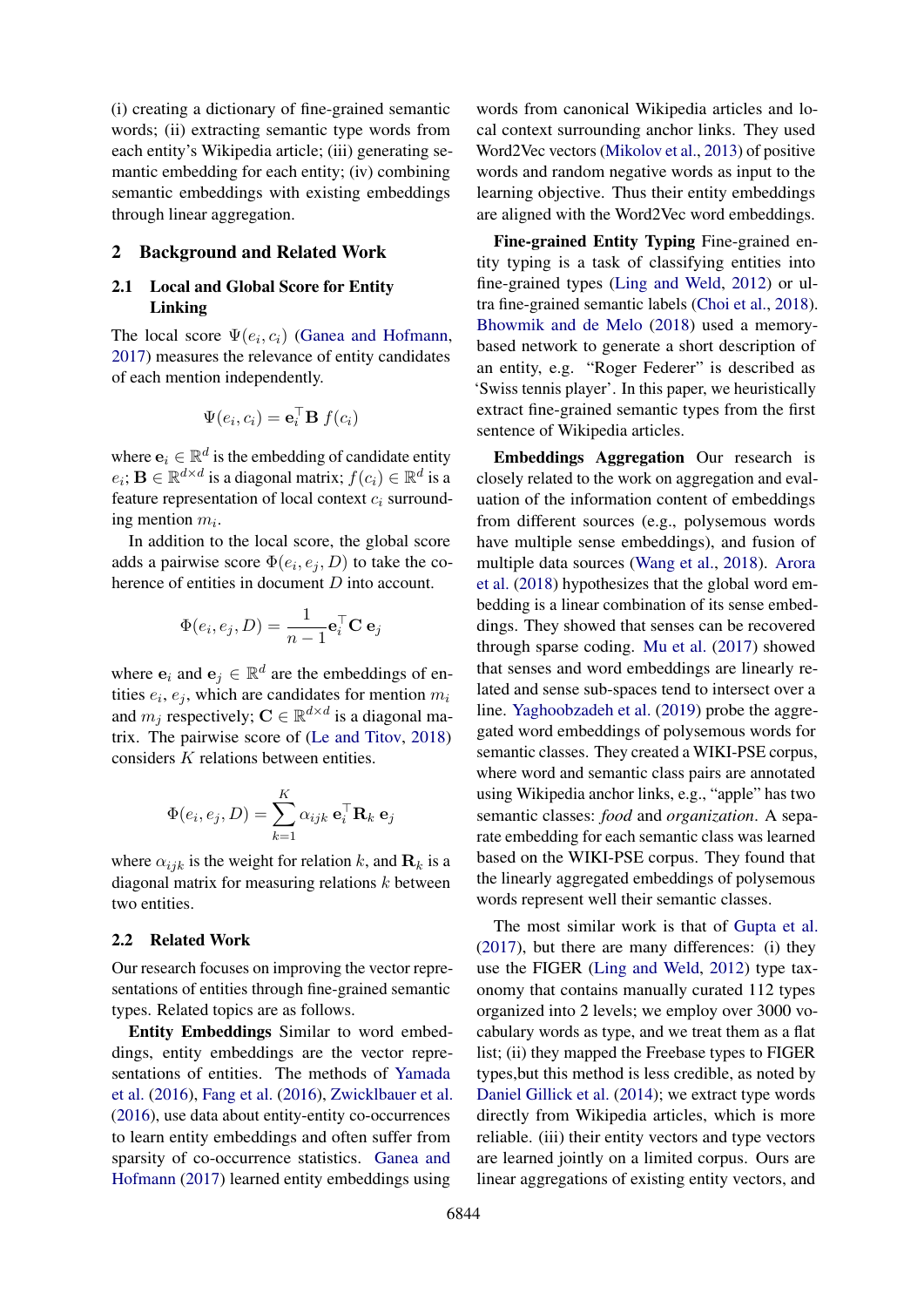(i) creating a dictionary of fine-grained semantic words; (ii) extracting semantic type words from each entity's Wikipedia article; (iii) generating semantic embedding for each entity; (iv) combining semantic embeddings with existing embeddings through linear aggregation.

## 2 Background and Related Work

### 2.1 Local and Global Score for Entity Linking

The local score $\Psi(e_i, c_i)$ (Ganea and Hofmann, 2017) measures the relevance of entity candidates of each mention independently.

$$\Psi(e_i, c_i) = \mathbf{e}_i^\top \mathbf{B}\ f(c_i)$$

where $\mathbf{e}_i \in \mathbb{R}^d$ is the embedding of candidate entity $e_i$; $\mathbf{B} \in \mathbb{R}^{d \times d}$ is a diagonal matrix; $f(c_i) \in \mathbb{R}^d$ is a feature representation of local context $c_i$ surrounding mention $m_i$.

In addition to the local score, the global score adds a pairwise score $\Phi(e_i, e_j, D)$ to take the coherence of entities in document $D$ into account.

$$\Phi(e_i, e_j, D) = \frac{1}{n-1} \mathbf{e}_i^\top \mathbf{C}\ \mathbf{e}_j$$

where $\mathbf{e}_i$ and $\mathbf{e}_j \in \mathbb{R}^d$ are the embeddings of entities $e_i$, $e_j$, which are candidates for mention $m_i$ and $m_j$ respectively; $\mathbf{C} \in \mathbb{R}^{d \times d}$ is a diagonal matrix. The pairwise score of (Le and Titov, 2018) considers $K$ relations between entities.

$$\Phi(e_i, e_j, D) = \sum_{k=1}^{K} \alpha_{ijk}\ \mathbf{e}_i^\top \mathbf{R}_k\ \mathbf{e}_j$$

where $\alpha_{ijk}$ is the weight for relation $k$, and $\mathbf{R}_k$ is a diagonal matrix for measuring relations $k$ between two entities.

### 2.2 Related Work

Our research focuses on improving the vector representations of entities through fine-grained semantic types. Related topics are as follows.

**Entity Embeddings** Similar to word embeddings, entity embeddings are the vector representations of entities. The methods of Yamada et al. (2016), Fang et al. (2016), Zwicklbauer et al. (2016), use data about entity-entity co-occurrences to learn entity embeddings and often suffer from sparsity of co-occurrence statistics. Ganea and Hofmann (2017) learned entity embeddings using words from canonical Wikipedia articles and local context surrounding anchor links. They used Word2Vec vectors (Mikolov et al., 2013) of positive words and random negative words as input to the learning objective. Thus their entity embeddings are aligned with the Word2Vec word embeddings.

**Fine-grained Entity Typing** Fine-grained entity typing is a task of classifying entities into fine-grained types (Ling and Weld, 2012) or ultra fine-grained semantic labels (Choi et al., 2018). Bhowmik and de Melo (2018) used a memory-based network to generate a short description of an entity, e.g. "Roger Federer" is described as 'Swiss tennis player'. In this paper, we heuristically extract fine-grained semantic types from the first sentence of Wikipedia articles.

**Embeddings Aggregation** Our research is closely related to the work on aggregation and evaluation of the information content of embeddings from different sources (e.g., polysemous words have multiple sense embeddings), and fusion of multiple data sources (Wang et al., 2018). Arora et al. (2018) hypothesizes that the global word embedding is a linear combination of its sense embeddings. They showed that senses can be recovered through sparse coding. Mu et al. (2017) showed that senses and word embeddings are linearly related and sense sub-spaces tend to intersect over a line. Yaghoobzadeh et al. (2019) probe the aggregated word embeddings of polysemous words for semantic classes. They created a WIKI-PSE corpus, where word and semantic class pairs are annotated using Wikipedia anchor links, e.g., "apple" has two semantic classes: *food* and *organization*. A separate embedding for each semantic class was learned based on the WIKI-PSE corpus. They found that the linearly aggregated embeddings of polysemous words represent well their semantic classes.

The most similar work is that of Gupta et al. (2017), but there are many differences: (i) they use the FIGER (Ling and Weld, 2012) type taxonomy that contains manually curated 112 types organized into 2 levels; we employ over 3000 vocabulary words as type, and we treat them as a flat list; (ii) they mapped the Freebase types to FIGER types,but this method is less credible, as noted by Daniel Gillick et al. (2014); we extract type words directly from Wikipedia articles, which is more reliable. (iii) their entity vectors and type vectors are learned jointly on a limited corpus. Ours are linear aggregations of existing entity vectors, and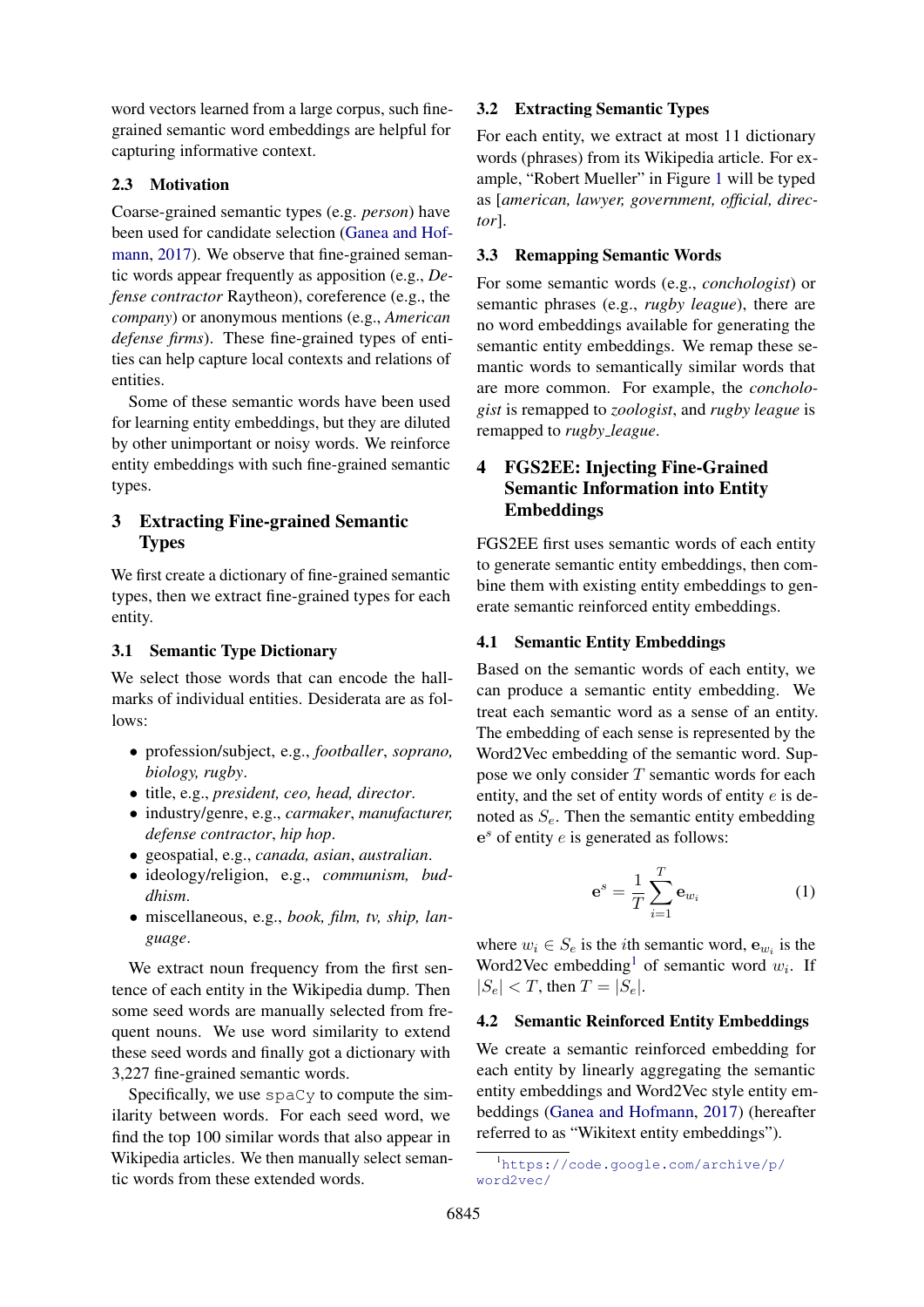word vectors learned from a large corpus, such fine-grained semantic word embeddings are helpful for capturing informative context.

### 2.3 Motivation

Coarse-grained semantic types (e.g. *person*) have been used for candidate selection (Ganea and Hofmann, 2017). We observe that fine-grained semantic words appear frequently as apposition (e.g., *Defense contractor* Raytheon), coreference (e.g., the *company*) or anonymous mentions (e.g., *American defense firms*). These fine-grained types of entities can help capture local contexts and relations of entities.

Some of these semantic words have been used for learning entity embeddings, but they are diluted by other unimportant or noisy words. We reinforce entity embeddings with such fine-grained semantic types.

## 3 Extracting Fine-grained Semantic Types

We first create a dictionary of fine-grained semantic types, then we extract fine-grained types for each entity.

### 3.1 Semantic Type Dictionary

We select those words that can encode the hallmarks of individual entities. Desiderata are as follows:

- profession/subject, e.g., *footballer*, *soprano, biology, rugby*.
- title, e.g., *president, ceo, head, director*.
- industry/genre, e.g., *carmaker*, *manufacturer, defense contractor*, *hip hop*.
- geospatial, e.g., *canada*, *asian*, *australian*.
- ideology/religion, e.g., *communism, buddhism*.
- miscellaneous, e.g., *book, film, tv, ship, language*.

We extract noun frequency from the first sentence of each entity in the Wikipedia dump. Then some seed words are manually selected from frequent nouns. We use word similarity to extend these seed words and finally got a dictionary with 3,227 fine-grained semantic words.

Specifically, we use `spaCy` to compute the similarity between words. For each seed word, we find the top 100 similar words that also appear in Wikipedia articles. We then manually select semantic words from these extended words.

### 3.2 Extracting Semantic Types

For each entity, we extract at most 11 dictionary words (phrases) from its Wikipedia article. For example, "Robert Mueller" in Figure 1 will be typed as [*american, lawyer, government, official, director*].

### 3.3 Remapping Semantic Words

For some semantic words (e.g., *conchologist*) or semantic phrases (e.g., *rugby league*), there are no word embeddings available for generating the semantic entity embeddings. We remap these semantic words to semantically similar words that are more common. For example, the *conchologist* is remapped to *zoologist*, and *rugby league* is remapped to *rugby_league*.

## 4 FGS2EE: Injecting Fine-Grained Semantic Information into Entity Embeddings

FGS2EE first uses semantic words of each entity to generate semantic entity embeddings, then combine them with existing entity embeddings to generate semantic reinforced entity embeddings.

### 4.1 Semantic Entity Embeddings

Based on the semantic words of each entity, we can produce a semantic entity embedding. We treat each semantic word as a sense of an entity. The embedding of each sense is represented by the Word2Vec embedding of the semantic word. Suppose we only consider $T$ semantic words for each entity, and the set of entity words of entity $e$ is denoted as $S_e$. Then the semantic entity embedding $\mathbf{e}^s$ of entity $e$ is generated as follows:

$$\mathbf{e}^s = \frac{1}{T}\sum_{i=1}^{T} \mathbf{e}_{w_i} \tag{1}$$

where $w_i \in S_e$ is the $i$th semantic word, $\mathbf{e}_{w_i}$ is the Word2Vec embedding[1] of semantic word $w_i$. If $|S_e| < T$, then $T = |S_e|$.

### 4.2 Semantic Reinforced Entity Embeddings

We create a semantic reinforced embedding for each entity by linearly aggregating the semantic entity embeddings and Word2Vec style entity embeddings (Ganea and Hofmann, 2017) (hereafter referred to as "Wikitext entity embeddings").

[1] https://code.google.com/archive/p/word2vec/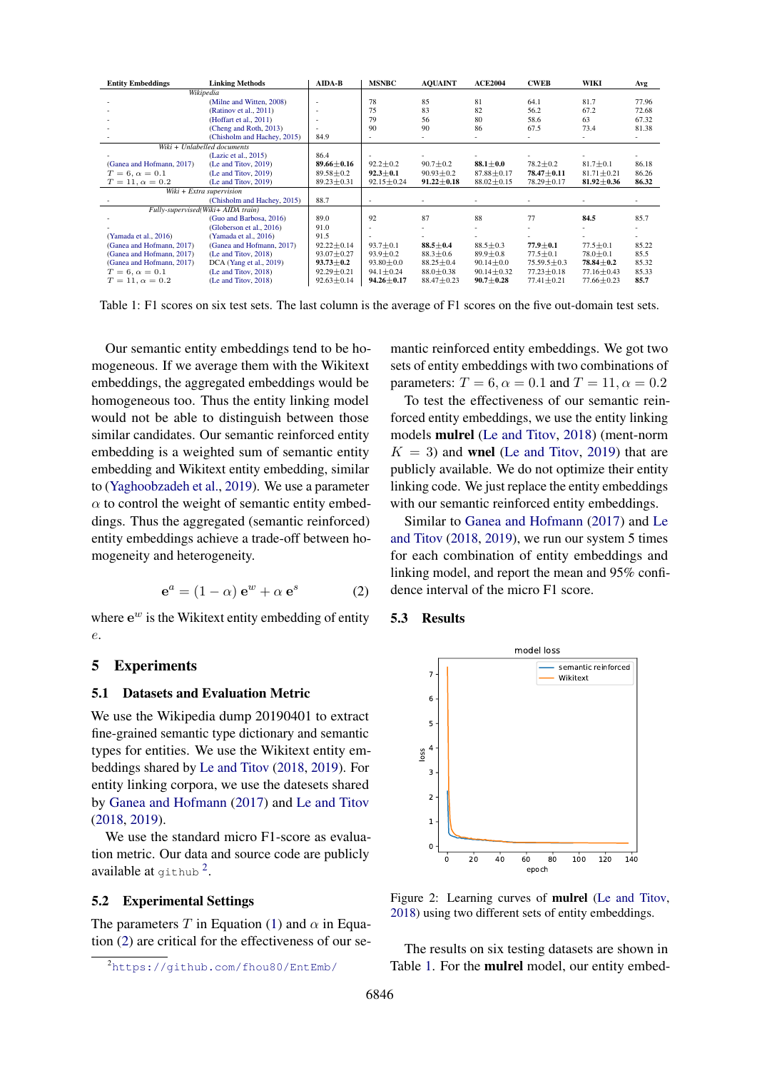| Entity Embeddings | Linking Methods | AIDA-B | MSNBC | AQUAINT | ACE2004 | CWEB | WIKI | Avg |
|---|---|---|---|---|---|---|---|---|
| *Wikipedia* | | | | | | | | |
| - | (Milne and Witten, 2008) | - | 78 | 85 | 81 | 64.1 | 81.7 | 77.96 |
| - | (Ratinov et al., 2011) | - | 75 | 83 | 82 | 56.2 | 67.2 | 72.68 |
| - | (Hoffart et al., 2011) | - | 79 | 56 | 80 | 58.6 | 63 | 67.32 |
| - | (Cheng and Roth, 2013) | - | 90 | 90 | 86 | 67.5 | 73.4 | 81.38 |
| - | (Chisholm and Hachey, 2015) | 84.9 | - | - | - | - | - | - |
| *Wiki + Unlabelled documents* | | | | | | | | |
| - | (Lazic et al., 2015) | 86.4 | - | - | - | - | - | - |
| (Ganea and Hofmann, 2017) | (Le and Titov, 2019) | **89.66±0.16** | 92.2±0.2 | 90.7±0.2 | **88.1±0.0** | 78.2±0.2 | 81.7±0.1 | 86.18 |
| $T = 6, \alpha = 0.1$ | (Le and Titov, 2019) | 89.58±0.2 | **92.3±0.1** | 90.93±0.2 | 87.88±0.17 | **78.47±0.11** | 81.71±0.21 | 86.26 |
| $T = 11, \alpha = 0.2$ | (Le and Titov, 2019) | 89.23±0.31 | 92.15±0.24 | **91.22±0.18** | 88.02±0.15 | 78.29±0.17 | **81.92±0.36** | **86.32** |
| *Wiki + Extra supervision* | | | | | | | | |
| - | (Chisholm and Hachey, 2015) | 88.7 | - | - | - | - | - | - |
| *Fully-supervised(Wiki+ AIDA train)* | | | | | | | | |
| - | (Guo and Barbosa, 2016) | 89.0 | 92 | 87 | 88 | 77 | **84.5** | 85.7 |
| - | (Globerson et al., 2016) | 91.0 | - | - | - | - | - | - |
| (Yamada et al., 2016) | (Yamada et al., 2016) | 91.5 | - | - | - | - | - | - |
| (Ganea and Hofmann, 2017) | (Ganea and Hofmann, 2017) | 92.22±0.14 | 93.7±0.1 | **88.5±0.4** | 88.5±0.3 | **77.9±0.1** | 77.5±0.1 | 85.22 |
| (Ganea and Hofmann, 2017) | (Le and Titov, 2018) | 93.07±0.27 | 93.9±0.2 | 88.3±0.6 | 89.9±0.8 | 77.5±0.1 | 78.0±0.1 | 85.5 |
| (Ganea and Hofmann, 2017) | DCA (Yang et al., 2019) | **93.73±0.2** | 93.80±0.0 | 88.25±0.4 | 90.14±0.0 | 75.59.5±0.3 | **78.84±0.2** | 85.32 |
| $T = 6, \alpha = 0.1$ | (Le and Titov, 2018) | 92.29±0.21 | 94.1±0.24 | 88.0±0.38 | 90.14±0.32 | 77.23±0.18 | 77.16±0.43 | 85.33 |
| $T = 11, \alpha = 0.2$ | (Le and Titov, 2018) | 92.63±0.14 | **94.26±0.17** | 88.47±0.23 | **90.7±0.28** | 77.41±0.21 | 77.66±0.23 | **85.7** |

Table 1: F1 scores on six test sets. The last column is the average of F1 scores on the five out-domain test sets.

Our semantic entity embeddings tend to be homogeneous. If we average them with the Wikitext embeddings, the aggregated embeddings would be homogeneous too. Thus the entity linking model would not be able to distinguish between those similar candidates. Our semantic reinforced entity embedding is a weighted sum of semantic entity embedding and Wikitext entity embedding, similar to (Yaghoobzadeh et al., 2019). We use a parameter $\alpha$ to control the weight of semantic entity embeddings. Thus the aggregated (semantic reinforced) entity embeddings achieve a trade-off between homogeneity and heterogeneity.

$$\mathbf{e}^a = (1 - \alpha)\,\mathbf{e}^w + \alpha\,\mathbf{e}^s \tag{2}$$

where $\mathbf{e}^w$ is the Wikitext entity embedding of entity $e$.

# 5 Experiments

## 5.1 Datasets and Evaluation Metric

We use the Wikipedia dump 20190401 to extract fine-grained semantic type dictionary and semantic types for entities. We use the Wikitext entity embeddings shared by Le and Titov (2018, 2019). For entity linking corpora, we use the datesets shared by Ganea and Hofmann (2017) and Le and Titov (2018, 2019).

We use the standard micro F1-score as evaluation metric. Our data and source code are publicly available at github [2].

## 5.2 Experimental Settings

The parameters $T$ in Equation (1) and $\alpha$ in Equation (2) are critical for the effectiveness of our semantic reinforced entity embeddings. We got two sets of entity embeddings with two combinations of parameters: $T = 6, \alpha = 0.1$ and $T = 11, \alpha = 0.2$

To test the effectiveness of our semantic reinforced entity embeddings, we use the entity linking models **mulrel** (Le and Titov, 2018) (ment-norm $K = 3$) and **wnel** (Le and Titov, 2019) that are publicly available. We do not optimize their entity linking code. We just replace the entity embeddings with our semantic reinforced entity embeddings.

Similar to Ganea and Hofmann (2017) and Le and Titov (2018, 2019), we run our system 5 times for each combination of entity embeddings and linking model, and report the mean and 95% confidence interval of the micro F1 score.

## 5.3 Results

Figure 2: Learning curves of **mulrel** (Le and Titov, 2018) using two different sets of entity embeddings.

The results on six testing datasets are shown in Table 1. For the **mulrel** model, our entity embed-

[2] https://github.com/fhou80/EntEmb/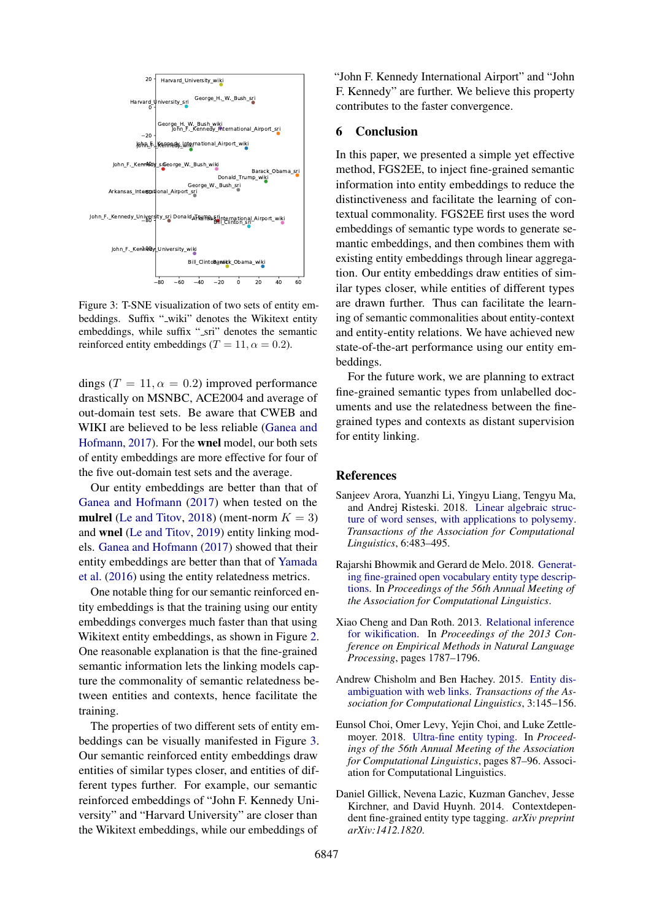Figure 3: T-SNE visualization of two sets of entity embeddings. Suffix "_wiki" denotes the Wikitext entity embeddings, while suffix "_sri" denotes the semantic reinforced entity embeddings ($T = 11, \alpha = 0.2$).

dings ($T = 11, \alpha = 0.2$) improved performance drastically on MSNBC, ACE2004 and average of out-domain test sets. Be aware that CWEB and WIKI are believed to be less reliable (Ganea and Hofmann, 2017). For the **wnel** model, our both sets of entity embeddings are more effective for four of the five out-domain test sets and the average.

Our entity embeddings are better than that of Ganea and Hofmann (2017) when tested on the **mulrel** (Le and Titov, 2018) (ment-norm $K = 3$) and **wnel** (Le and Titov, 2019) entity linking models. Ganea and Hofmann (2017) showed that their entity embeddings are better than that of Yamada et al. (2016) using the entity relatedness metrics.

One notable thing for our semantic reinforced entity embeddings is that the training using our entity embeddings converges much faster than that using Wikitext entity embeddings, as shown in Figure 2. One reasonable explanation is that the fine-grained semantic information lets the linking models capture the commonality of semantic relatedness between entities and contexts, hence facilitate the training.

The properties of two different sets of entity embeddings can be visually manifested in Figure 3. Our semantic reinforced entity embeddings draw entities of similar types closer, and entities of different types further. For example, our semantic reinforced embeddings of "John F. Kennedy University" and "Harvard University" are closer than the Wikitext embeddings, while our embeddings of "John F. Kennedy International Airport" and "John F. Kennedy" are further. We believe this property contributes to the faster convergence.

## 6 Conclusion

In this paper, we presented a simple yet effective method, FGS2EE, to inject fine-grained semantic information into entity embeddings to reduce the distinctiveness and facilitate the learning of contextual commonality. FGS2EE first uses the word embeddings of semantic type words to generate semantic embeddings, and then combines them with existing entity embeddings through linear aggregation. Our entity embeddings draw entities of similar types closer, while entities of different types are drawn further. Thus can facilitate the learning of semantic commonalities about entity-context and entity-entity relations. We have achieved new state-of-the-art performance using our entity embeddings.

For the future work, we are planning to extract fine-grained semantic types from unlabelled documents and use the relatedness between the fine-grained types and contexts as distant supervision for entity linking.

## References

Sanjeev Arora, Yuanzhi Li, Yingyu Liang, Tengyu Ma, and Andrej Risteski. 2018. Linear algebraic structure of word senses, with applications to polysemy. *Transactions of the Association for Computational Linguistics*, 6:483–495.

Rajarshi Bhowmik and Gerard de Melo. 2018. Generating fine-grained open vocabulary entity type descriptions. In *Proceedings of the 56th Annual Meeting of the Association for Computational Linguistics*.

Xiao Cheng and Dan Roth. 2013. Relational inference for wikification. In *Proceedings of the 2013 Conference on Empirical Methods in Natural Language Processing*, pages 1787–1796.

Andrew Chisholm and Ben Hachey. 2015. Entity disambiguation with web links. *Transactions of the Association for Computational Linguistics*, 3:145–156.

Eunsol Choi, Omer Levy, Yejin Choi, and Luke Zettlemoyer. 2018. Ultra-fine entity typing. In *Proceedings of the 56th Annual Meeting of the Association for Computational Linguistics*, pages 87–96. Association for Computational Linguistics.

Daniel Gillick, Nevena Lazic, Kuzman Ganchev, Jesse Kirchner, and David Huynh. 2014. Contextdependent fine-grained entity type tagging. *arXiv preprint arXiv:1412.1820*.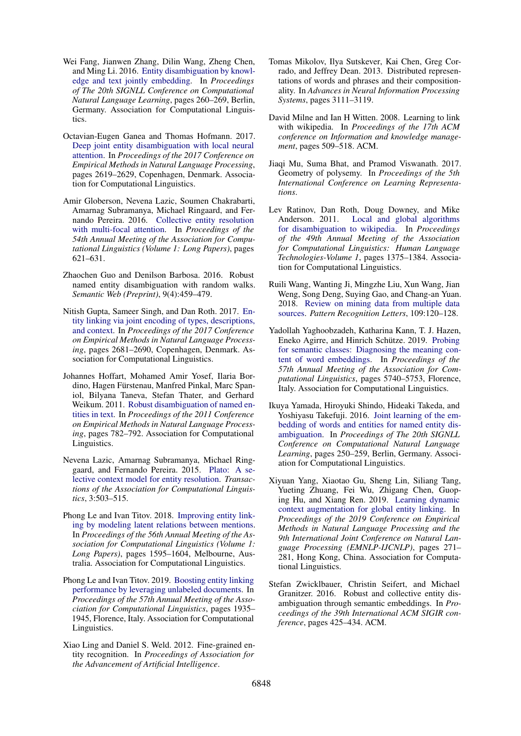Wei Fang, Jianwen Zhang, Dilin Wang, Zheng Chen, and Ming Li. 2016. Entity disambiguation by knowledge and text jointly embedding. In *Proceedings of The 20th SIGNLL Conference on Computational Natural Language Learning*, pages 260–269, Berlin, Germany. Association for Computational Linguistics.

Octavian-Eugen Ganea and Thomas Hofmann. 2017. Deep joint entity disambiguation with local neural attention. In *Proceedings of the 2017 Conference on Empirical Methods in Natural Language Processing*, pages 2619–2629, Copenhagen, Denmark. Association for Computational Linguistics.

Amir Globerson, Nevena Lazic, Soumen Chakrabarti, Amarnag Subramanya, Michael Ringaard, and Fernando Pereira. 2016. Collective entity resolution with multi-focal attention. In *Proceedings of the 54th Annual Meeting of the Association for Computational Linguistics (Volume 1: Long Papers)*, pages 621–631.

Zhaochen Guo and Denilson Barbosa. 2016. Robust named entity disambiguation with random walks. *Semantic Web (Preprint)*, 9(4):459–479.

Nitish Gupta, Sameer Singh, and Dan Roth. 2017. Entity linking via joint encoding of types, descriptions, and context. In *Proceedings of the 2017 Conference on Empirical Methods in Natural Language Processing*, pages 2681–2690, Copenhagen, Denmark. Association for Computational Linguistics.

Johannes Hoffart, Mohamed Amir Yosef, Ilaria Bordino, Hagen Fürstenau, Manfred Pinkal, Marc Spaniol, Bilyana Taneva, Stefan Thater, and Gerhard Weikum. 2011. Robust disambiguation of named entities in text. In *Proceedings of the 2011 Conference on Empirical Methods in Natural Language Processing*, pages 782–792. Association for Computational Linguistics.

Nevena Lazic, Amarnag Subramanya, Michael Ringgaard, and Fernando Pereira. 2015. Plato: A selective context model for entity resolution. *Transactions of the Association for Computational Linguistics*, 3:503–515.

Phong Le and Ivan Titov. 2018. Improving entity linking by modeling latent relations between mentions. In *Proceedings of the 56th Annual Meeting of the Association for Computational Linguistics (Volume 1: Long Papers)*, pages 1595–1604, Melbourne, Australia. Association for Computational Linguistics.

Phong Le and Ivan Titov. 2019. Boosting entity linking performance by leveraging unlabeled documents. In *Proceedings of the 57th Annual Meeting of the Association for Computational Linguistics*, pages 1935–1945, Florence, Italy. Association for Computational Linguistics.

Xiao Ling and Daniel S. Weld. 2012. Fine-grained entity recognition. In *Proceedings of Association for the Advancement of Artificial Intelligence*.

Tomas Mikolov, Ilya Sutskever, Kai Chen, Greg Corrado, and Jeffrey Dean. 2013. Distributed representations of words and phrases and their compositionality. In *Advances in Neural Information Processing Systems*, pages 3111–3119.

David Milne and Ian H Witten. 2008. Learning to link with wikipedia. In *Proceedings of the 17th ACM conference on Information and knowledge management*, pages 509–518. ACM.

Jiaqi Mu, Suma Bhat, and Pramod Viswanath. 2017. Geometry of polysemy. In *Proceedings of the 5th International Conference on Learning Representations*.

Lev Ratinov, Dan Roth, Doug Downey, and Mike Anderson. 2011. Local and global algorithms for disambiguation to wikipedia. In *Proceedings of the 49th Annual Meeting of the Association for Computational Linguistics: Human Language Technologies-Volume 1*, pages 1375–1384. Association for Computational Linguistics.

Ruili Wang, Wanting Ji, Mingzhe Liu, Xun Wang, Jian Weng, Song Deng, Suying Gao, and Chang-an Yuan. 2018. Review on mining data from multiple data sources. *Pattern Recognition Letters*, 109:120–128.

Yadollah Yaghoobzadeh, Katharina Kann, T. J. Hazen, Eneko Agirre, and Hinrich Schütze. 2019. Probing for semantic classes: Diagnosing the meaning content of word embeddings. In *Proceedings of the 57th Annual Meeting of the Association for Computational Linguistics*, pages 5740–5753, Florence, Italy. Association for Computational Linguistics.

Ikuya Yamada, Hiroyuki Shindo, Hideaki Takeda, and Yoshiyasu Takefuji. 2016. Joint learning of the embedding of words and entities for named entity disambiguation. In *Proceedings of The 20th SIGNLL Conference on Computational Natural Language Learning*, pages 250–259, Berlin, Germany. Association for Computational Linguistics.

Xiyuan Yang, Xiaotao Gu, Sheng Lin, Siliang Tang, Yueting Zhuang, Fei Wu, Zhigang Chen, Guoping Hu, and Xiang Ren. 2019. Learning dynamic context augmentation for global entity linking. In *Proceedings of the 2019 Conference on Empirical Methods in Natural Language Processing and the 9th International Joint Conference on Natural Language Processing (EMNLP-IJCNLP)*, pages 271–281, Hong Kong, China. Association for Computational Linguistics.

Stefan Zwicklbauer, Christin Seifert, and Michael Granitzer. 2016. Robust and collective entity disambiguation through semantic embeddings. In *Proceedings of the 39th International ACM SIGIR conference*, pages 425–434. ACM.